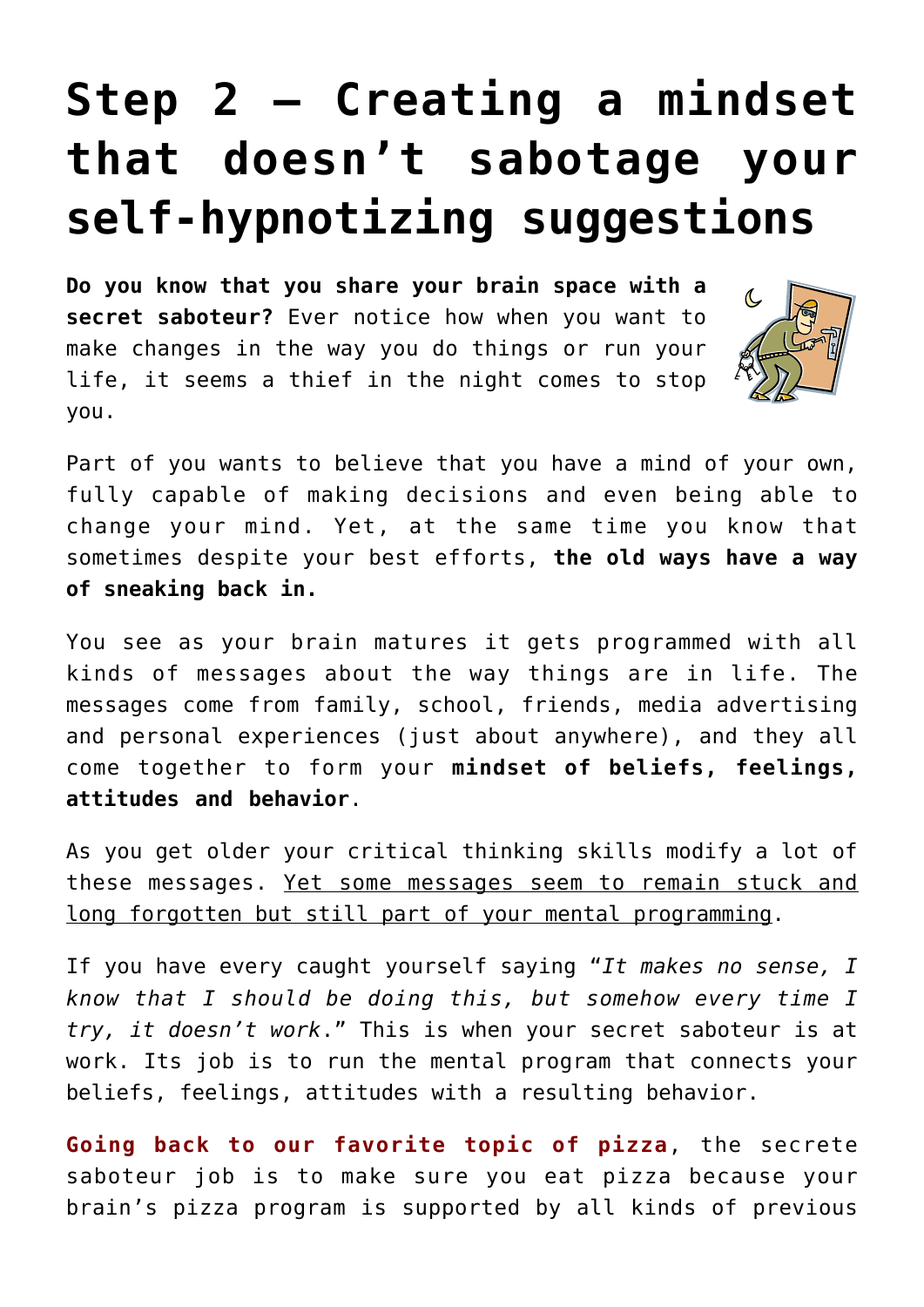# Step 2 – Creating a mindset that doesn't sabotage your self-hypnotizing suggestions

**Do you know that you share your brain space with a secret saboteur?** Ever notice how when you want to make changes in the way you do things or run your life, it seems a thief in the night comes to stop you.

Part of you wants to believe that you have a mind of your own, fully capable of making decisions and even being able to change your mind. Yet, at the same time you know that sometimes despite your best efforts, **the old ways have a way of sneaking back in.**

You see as your brain matures it gets programmed with all kinds of messages about the way things are in life. The messages come from family, school, friends, media advertising and personal experiences (just about anywhere), and they all come together to form your **mindset of beliefs, feelings, attitudes and behavior**.

As you get older your critical thinking skills modify a lot of these messages. Yet some messages seem to remain stuck and long forgotten but still part of your mental programming.

If you have every caught yourself saying "*It makes no sense, I know that I should be doing this, but somehow every time I try, it doesn't work*." This is when your secret saboteur is at work. Its job is to run the mental program that connects your beliefs, feelings, attitudes with a resulting behavior.

**Going back to our favorite topic of pizza**, the secrete saboteur job is to make sure you eat pizza because your brain's pizza program is supported by all kinds of previous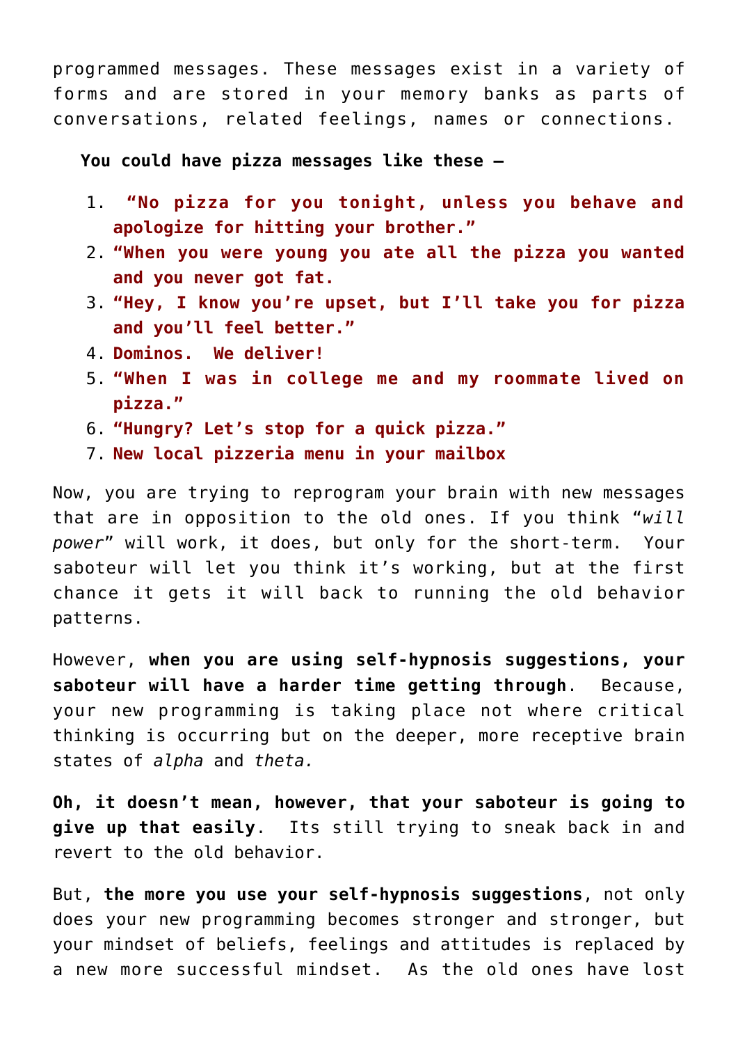programmed messages. These messages exist in a variety of forms and are stored in your memory banks as parts of conversations, related feelings, names or connections.

**You could have pizza messages like these –**

1. **"No pizza for you tonight, unless you behave and apologize for hitting your brother."**
2. **"When you were young you ate all the pizza you wanted and you never got fat.**
3. **"Hey, I know you're upset, but I'll take you for pizza and you'll feel better."**
4. **Dominos.  We deliver!**
5. **"When I was in college me and my roommate lived on pizza."**
6. **"Hungry? Let's stop for a quick pizza."**
7. **New local pizzeria menu in your mailbox**

Now, you are trying to reprogram your brain with new messages that are in opposition to the old ones. If you think "*will power*" will work, it does, but only for the short-term.  Your saboteur will let you think it's working, but at the first chance it gets it will back to running the old behavior patterns.

However, **when you are using self-hypnosis suggestions, your saboteur will have a harder time getting through**.  Because, your new programming is taking place not where critical thinking is occurring but on the deeper, more receptive brain states of *alpha* and *theta.*

**Oh, it doesn't mean, however, that your saboteur is going to give up that easily**.  Its still trying to sneak back in and revert to the old behavior.

But, **the more you use your self-hypnosis suggestions**, not only does your new programming becomes stronger and stronger, but your mindset of beliefs, feelings and attitudes is replaced by a new more successful mindset.  As the old ones have lost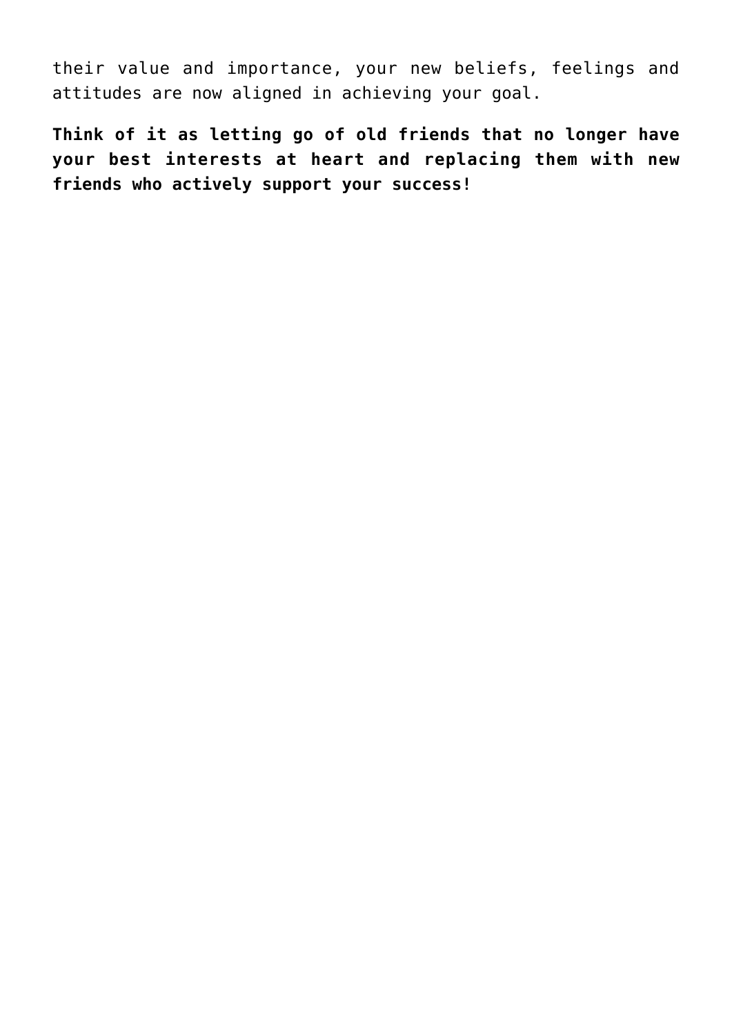their value and importance, your new beliefs, feelings and attitudes are now aligned in achieving your goal.

**Think of it as letting go of old friends that no longer have your best interests at heart and replacing them with new friends who actively support your success!**